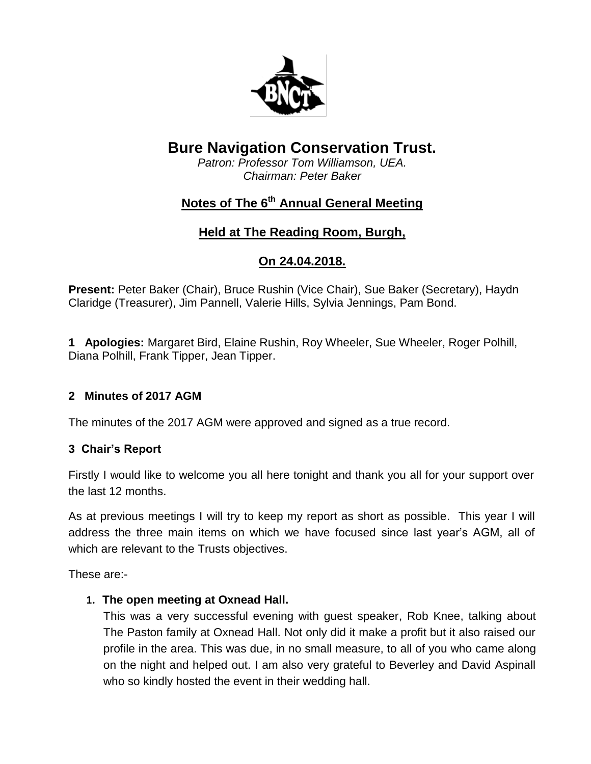# Bure Navigation Conservation Trust.

*Patron: Professor Tom Williamson, UEA.*
*Chairman: Peter Baker*

## Notes of The 6th Annual General Meeting

## Held at The Reading Room, Burgh,

## On 24.04.2018.

**Present:** Peter Baker (Chair), Bruce Rushin (Vice Chair), Sue Baker (Secretary), Haydn Claridge (Treasurer), Jim Pannell, Valerie Hills, Sylvia Jennings, Pam Bond.

**1 Apologies:** Margaret Bird, Elaine Rushin, Roy Wheeler, Sue Wheeler, Roger Polhill, Diana Polhill, Frank Tipper, Jean Tipper.

### 2 Minutes of 2017 AGM

The minutes of the 2017 AGM were approved and signed as a true record.

### 3 Chair's Report

Firstly I would like to welcome you all here tonight and thank you all for your support over the last 12 months.

As at previous meetings I will try to keep my report as short as possible. This year I will address the three main items on which we have focused since last year's AGM, all of which are relevant to the Trusts objectives.

These are:-

1. **The open meeting at Oxnead Hall.**
   This was a very successful evening with guest speaker, Rob Knee, talking about The Paston family at Oxnead Hall. Not only did it make a profit but it also raised our profile in the area. This was due, in no small measure, to all of you who came along on the night and helped out. I am also very grateful to Beverley and David Aspinall who so kindly hosted the event in their wedding hall.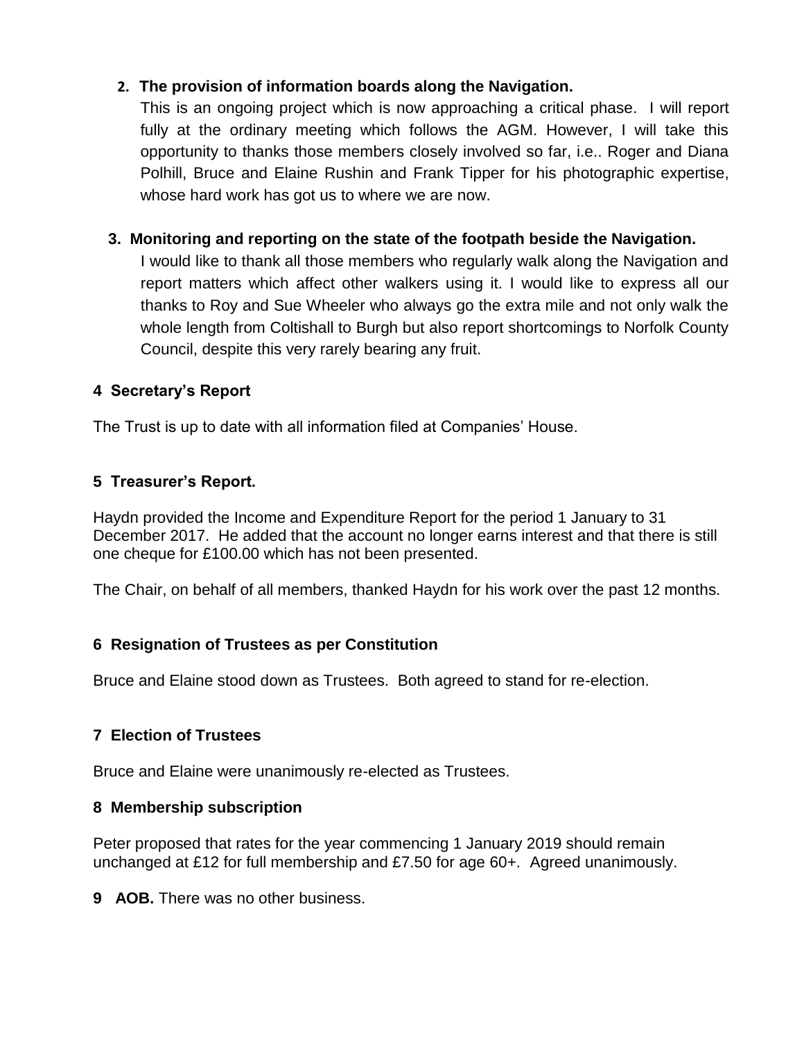2. **The provision of information boards along the Navigation.**

   This is an ongoing project which is now approaching a critical phase. I will report fully at the ordinary meeting which follows the AGM. However, I will take this opportunity to thanks those members closely involved so far, i.e.. Roger and Diana Polhill, Bruce and Elaine Rushin and Frank Tipper for his photographic expertise, whose hard work has got us to where we are now.

3. **Monitoring and reporting on the state of the footpath beside the Navigation.**

   I would like to thank all those members who regularly walk along the Navigation and report matters which affect other walkers using it. I would like to express all our thanks to Roy and Sue Wheeler who always go the extra mile and not only walk the whole length from Coltishall to Burgh but also report shortcomings to Norfolk County Council, despite this very rarely bearing any fruit.

**4 Secretary's Report**

The Trust is up to date with all information filed at Companies' House.

**5 Treasurer's Report.**

Haydn provided the Income and Expenditure Report for the period 1 January to 31 December 2017. He added that the account no longer earns interest and that there is still one cheque for £100.00 which has not been presented.

The Chair, on behalf of all members, thanked Haydn for his work over the past 12 months.

**6 Resignation of Trustees as per Constitution**

Bruce and Elaine stood down as Trustees. Both agreed to stand for re-election.

**7 Election of Trustees**

Bruce and Elaine were unanimously re-elected as Trustees.

**8 Membership subscription**

Peter proposed that rates for the year commencing 1 January 2019 should remain unchanged at £12 for full membership and £7.50 for age 60+. Agreed unanimously.

**9 AOB.** There was no other business.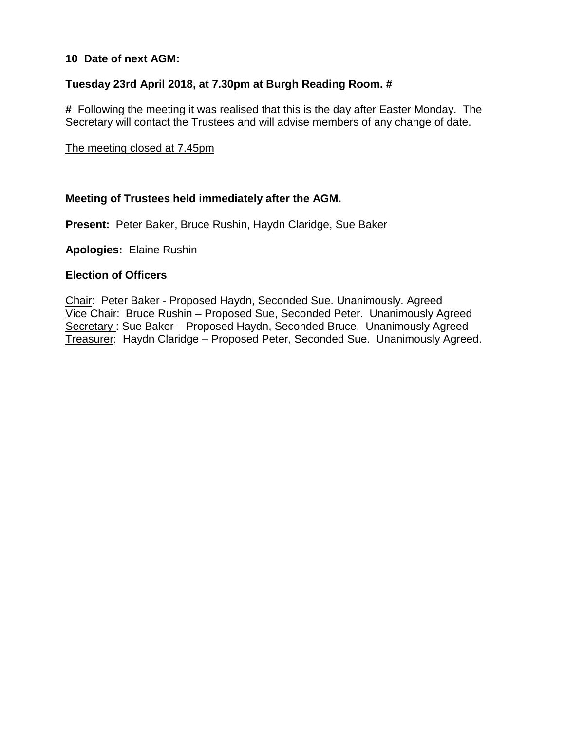**10 Date of next AGM:**

**Tuesday 23rd April 2018, at 7.30pm at Burgh Reading Room. #**

**#** Following the meeting it was realised that this is the day after Easter Monday. The Secretary will contact the Trustees and will advise members of any change of date.

<u>The meeting closed at 7.45pm</u>

**Meeting of Trustees held immediately after the AGM.**

**Present:** Peter Baker, Bruce Rushin, Haydn Claridge, Sue Baker

**Apologies:** Elaine Rushin

**Election of Officers**

<u>Chair</u>: Peter Baker - Proposed Haydn, Seconded Sue. Unanimously. Agreed
<u>Vice Chair</u>: Bruce Rushin – Proposed Sue, Seconded Peter. Unanimously Agreed
<u>Secretary</u> : Sue Baker – Proposed Haydn, Seconded Bruce. Unanimously Agreed
<u>Treasurer</u>: Haydn Claridge – Proposed Peter, Seconded Sue. Unanimously Agreed.